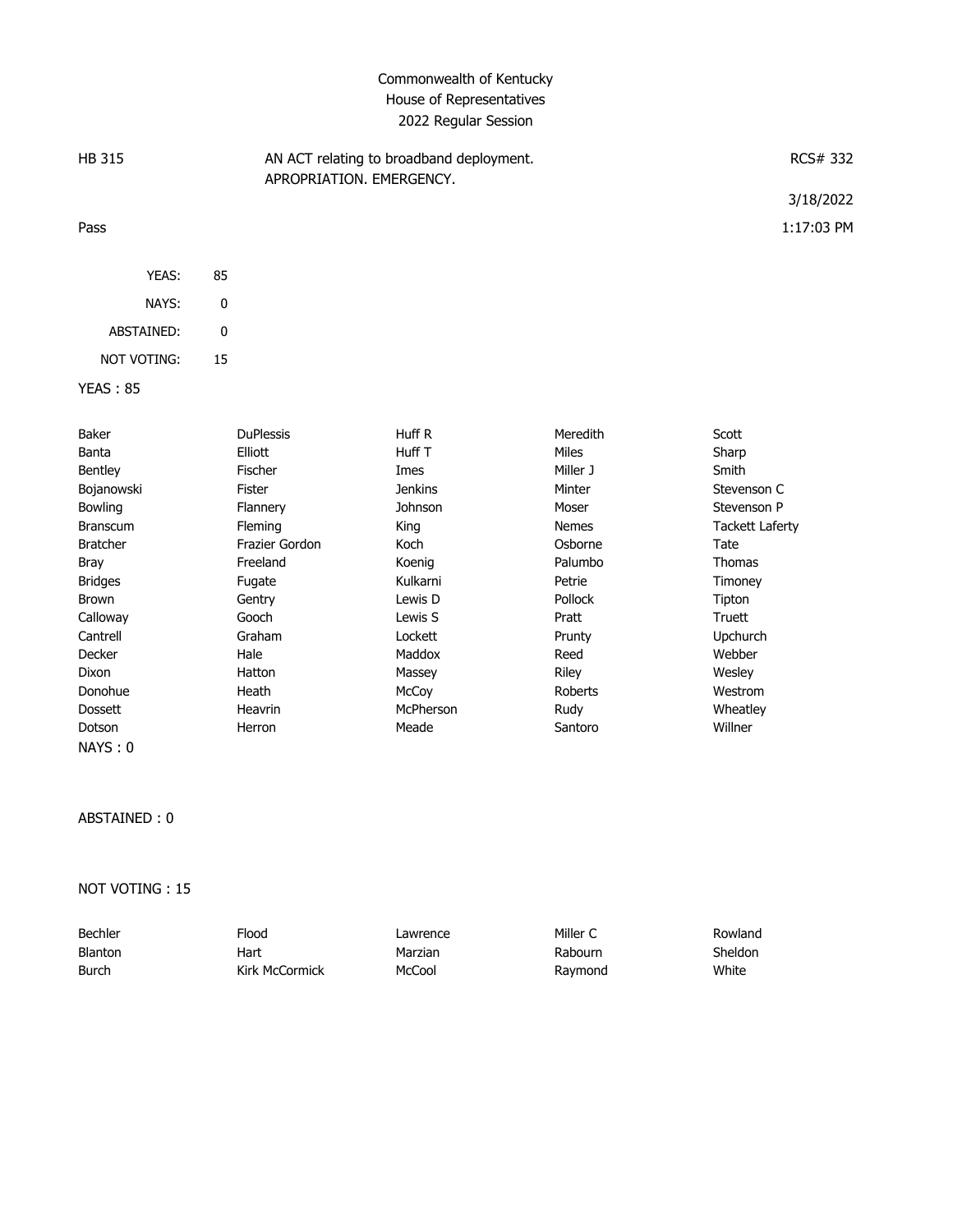# Commonwealth of Kentucky
## House of Representatives
### 2022 Regular Session

HB 315 — AN ACT relating to broadband deployment. APROPRIATION. EMERGENCY. — RCS# 332

3/18/2022

Pass — 1:17:03 PM

| | |
|---|---|
| YEAS: | 85 |
| NAYS: | 0 |
| ABSTAINED: | 0 |
| NOT VOTING: | 15 |

YEAS : 85

| | | | | |
|---|---|---|---|---|
| Baker | DuPlessis | Huff R | Meredith | Scott |
| Banta | Elliott | Huff T | Miles | Sharp |
| Bentley | Fischer | Imes | Miller J | Smith |
| Bojanowski | Fister | Jenkins | Minter | Stevenson C |
| Bowling | Flannery | Johnson | Moser | Stevenson P |
| Branscum | Fleming | King | Nemes | Tackett Laferty |
| Bratcher | Frazier Gordon | Koch | Osborne | Tate |
| Bray | Freeland | Koenig | Palumbo | Thomas |
| Bridges | Fugate | Kulkarni | Petrie | Timoney |
| Brown | Gentry | Lewis D | Pollock | Tipton |
| Calloway | Gooch | Lewis S | Pratt | Truett |
| Cantrell | Graham | Lockett | Prunty | Upchurch |
| Decker | Hale | Maddox | Reed | Webber |
| Dixon | Hatton | Massey | Riley | Wesley |
| Donohue | Heath | McCoy | Roberts | Westrom |
| Dossett | Heavrin | McPherson | Rudy | Wheatley |
| Dotson | Herron | Meade | Santoro | Willner |

NAYS : 0

ABSTAINED : 0

NOT VOTING : 15

| | | | | |
|---|---|---|---|---|
| Bechler | Flood | Lawrence | Miller C | Rowland |
| Blanton | Hart | Marzian | Rabourn | Sheldon |
| Burch | Kirk McCormick | McCool | Raymond | White |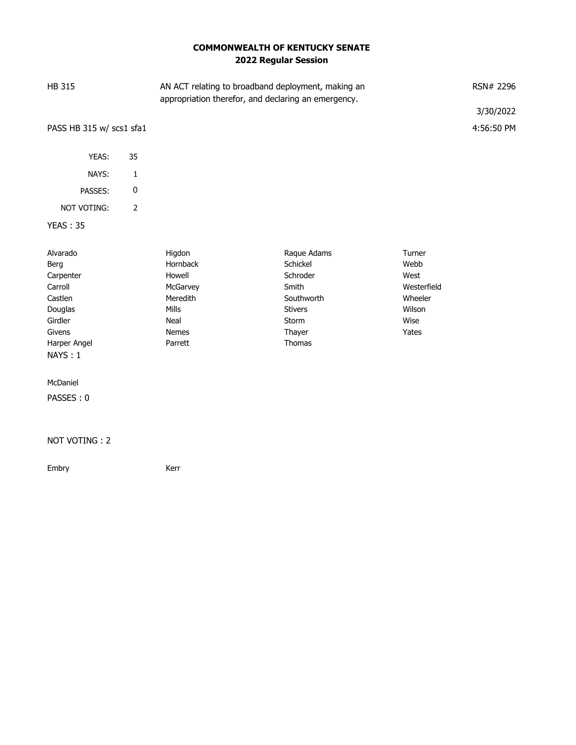**COMMONWEALTH OF KENTUCKY SENATE**
**2022 Regular Session**

HB 315 — AN ACT relating to broadband deployment, making an appropriation therefor, and declaring an emergency. — RSN# 2296

3/30/2022

PASS HB 315 w/ scs1 sfa1 — 4:56:50 PM

| | |
|---|---|
| YEAS: | 35 |
| NAYS: | 1 |
| PASSES: | 0 |
| NOT VOTING: | 2 |

YEAS : 35

| | | | |
|---|---|---|---|
| Alvarado | Higdon | Raque Adams | Turner |
| Berg | Hornback | Schickel | Webb |
| Carpenter | Howell | Schroder | West |
| Carroll | McGarvey | Smith | Westerfield |
| Castlen | Meredith | Southworth | Wheeler |
| Douglas | Mills | Stivers | Wilson |
| Girdler | Neal | Storm | Wise |
| Givens | Nemes | Thayer | Yates |
| Harper Angel | Parrett | Thomas | |

NAYS : 1

McDaniel

PASSES : 0

NOT VOTING : 2

| | |
|---|---|
| Embry | Kerr |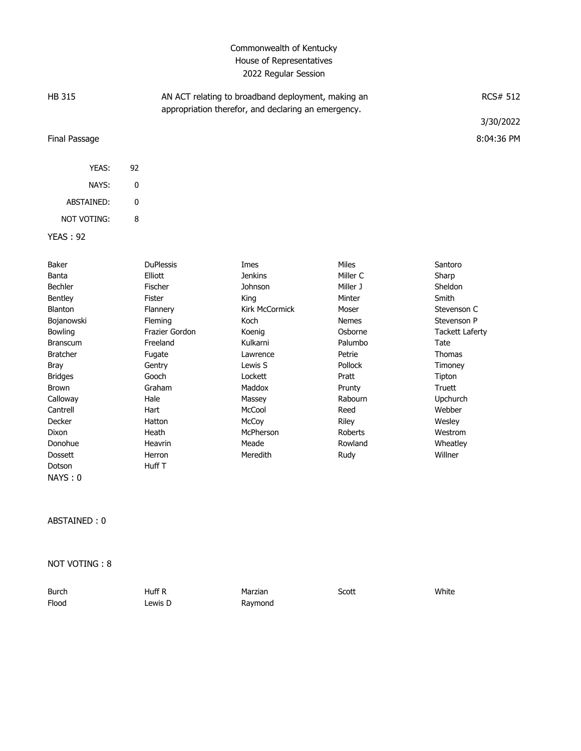Commonwealth of Kentucky
House of Representatives
2022 Regular Session

HB 315 — AN ACT relating to broadband deployment, making an appropriation therefor, and declaring an emergency. — RCS# 512

3/30/2022

Final Passage — 8:04:36 PM

| | |
|---|---|
| YEAS: | 92 |
| NAYS: | 0 |
| ABSTAINED: | 0 |
| NOT VOTING: | 8 |

YEAS : 92

| | | | | |
|---|---|---|---|---|
| Baker | DuPlessis | Imes | Miles | Santoro |
| Banta | Elliott | Jenkins | Miller C | Sharp |
| Bechler | Fischer | Johnson | Miller J | Sheldon |
| Bentley | Fister | King | Minter | Smith |
| Blanton | Flannery | Kirk McCormick | Moser | Stevenson C |
| Bojanowski | Fleming | Koch | Nemes | Stevenson P |
| Bowling | Frazier Gordon | Koenig | Osborne | Tackett Laferty |
| Branscum | Freeland | Kulkarni | Palumbo | Tate |
| Bratcher | Fugate | Lawrence | Petrie | Thomas |
| Bray | Gentry | Lewis S | Pollock | Timoney |
| Bridges | Gooch | Lockett | Pratt | Tipton |
| Brown | Graham | Maddox | Prunty | Truett |
| Calloway | Hale | Massey | Rabourn | Upchurch |
| Cantrell | Hart | McCool | Reed | Webber |
| Decker | Hatton | McCoy | Riley | Wesley |
| Dixon | Heath | McPherson | Roberts | Westrom |
| Donohue | Heavrin | Meade | Rowland | Wheatley |
| Dossett | Herron | Meredith | Rudy | Willner |
| Dotson | Huff T | | | |

NAYS : 0

ABSTAINED : 0

NOT VOTING : 8

| | | | | |
|---|---|---|---|---|
| Burch | Huff R | Marzian | Scott | White |
| Flood | Lewis D | Raymond | | |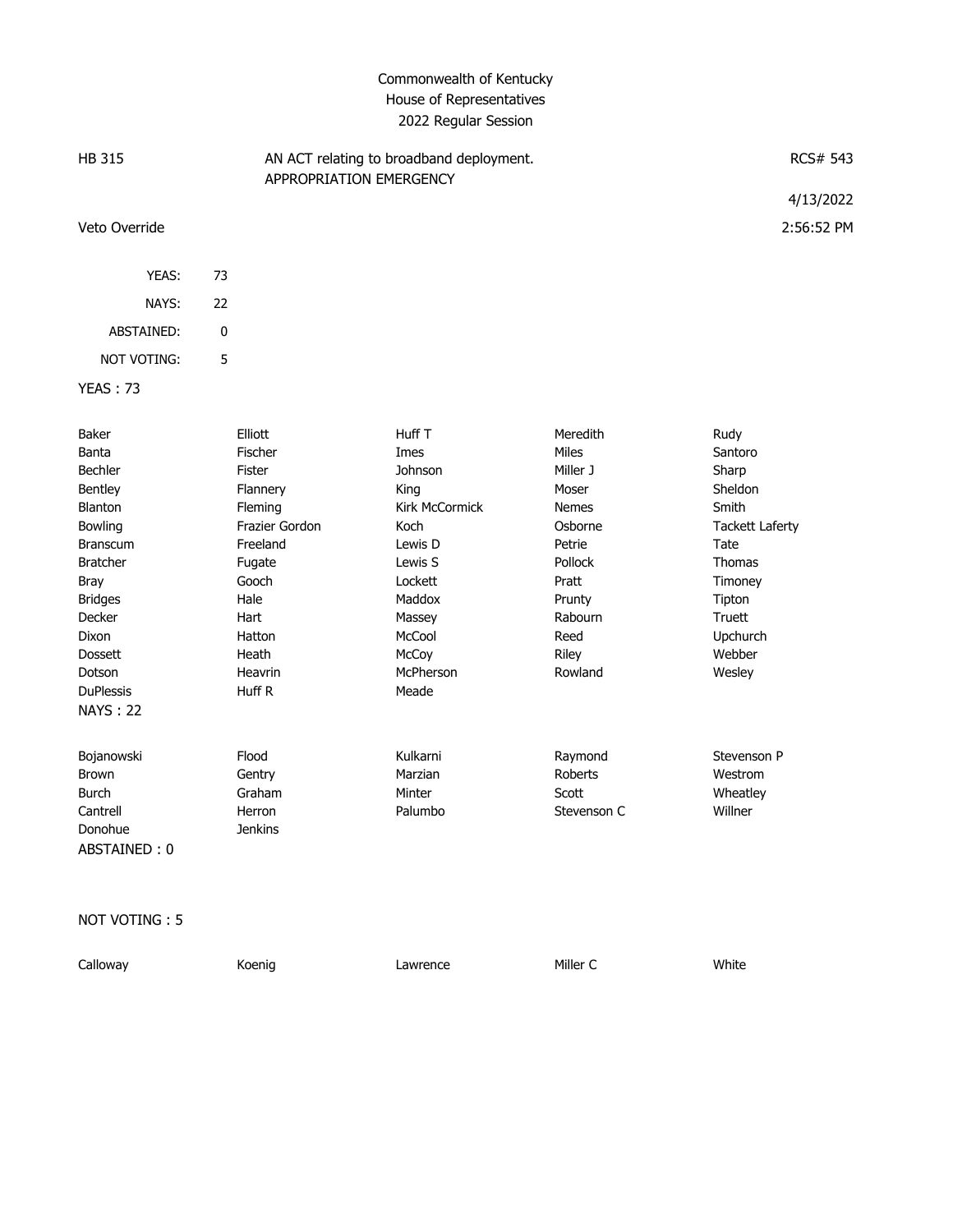Commonwealth of Kentucky
House of Representatives
2022 Regular Session

| HB 315 | AN ACT relating to broadband deployment. APPROPRIATION EMERGENCY | RCS# 543 |
|---|---|---|
| | | 4/13/2022 |
| Veto Override | | 2:56:52 PM |

| | |
|---|---|
| YEAS: | 73 |
| NAYS: | 22 |
| ABSTAINED: | 0 |
| NOT VOTING: | 5 |

YEAS : 73

| | | | | |
|---|---|---|---|---|
| Baker | Elliott | Huff T | Meredith | Rudy |
| Banta | Fischer | Imes | Miles | Santoro |
| Bechler | Fister | Johnson | Miller J | Sharp |
| Bentley | Flannery | King | Moser | Sheldon |
| Blanton | Fleming | Kirk McCormick | Nemes | Smith |
| Bowling | Frazier Gordon | Koch | Osborne | Tackett Laferty |
| Branscum | Freeland | Lewis D | Petrie | Tate |
| Bratcher | Fugate | Lewis S | Pollock | Thomas |
| Bray | Gooch | Lockett | Pratt | Timoney |
| Bridges | Hale | Maddox | Prunty | Tipton |
| Decker | Hart | Massey | Rabourn | Truett |
| Dixon | Hatton | McCool | Reed | Upchurch |
| Dossett | Heath | McCoy | Riley | Webber |
| Dotson | Heavrin | McPherson | Rowland | Wesley |
| DuPlessis | Huff R | Meade | | |

NAYS : 22

| | | | | |
|---|---|---|---|---|
| Bojanowski | Flood | Kulkarni | Raymond | Stevenson P |
| Brown | Gentry | Marzian | Roberts | Westrom |
| Burch | Graham | Minter | Scott | Wheatley |
| Cantrell | Herron | Palumbo | Stevenson C | Willner |
| Donohue | Jenkins | | | |

ABSTAINED : 0

NOT VOTING : 5

| | | | | |
|---|---|---|---|---|
| Calloway | Koenig | Lawrence | Miller C | White |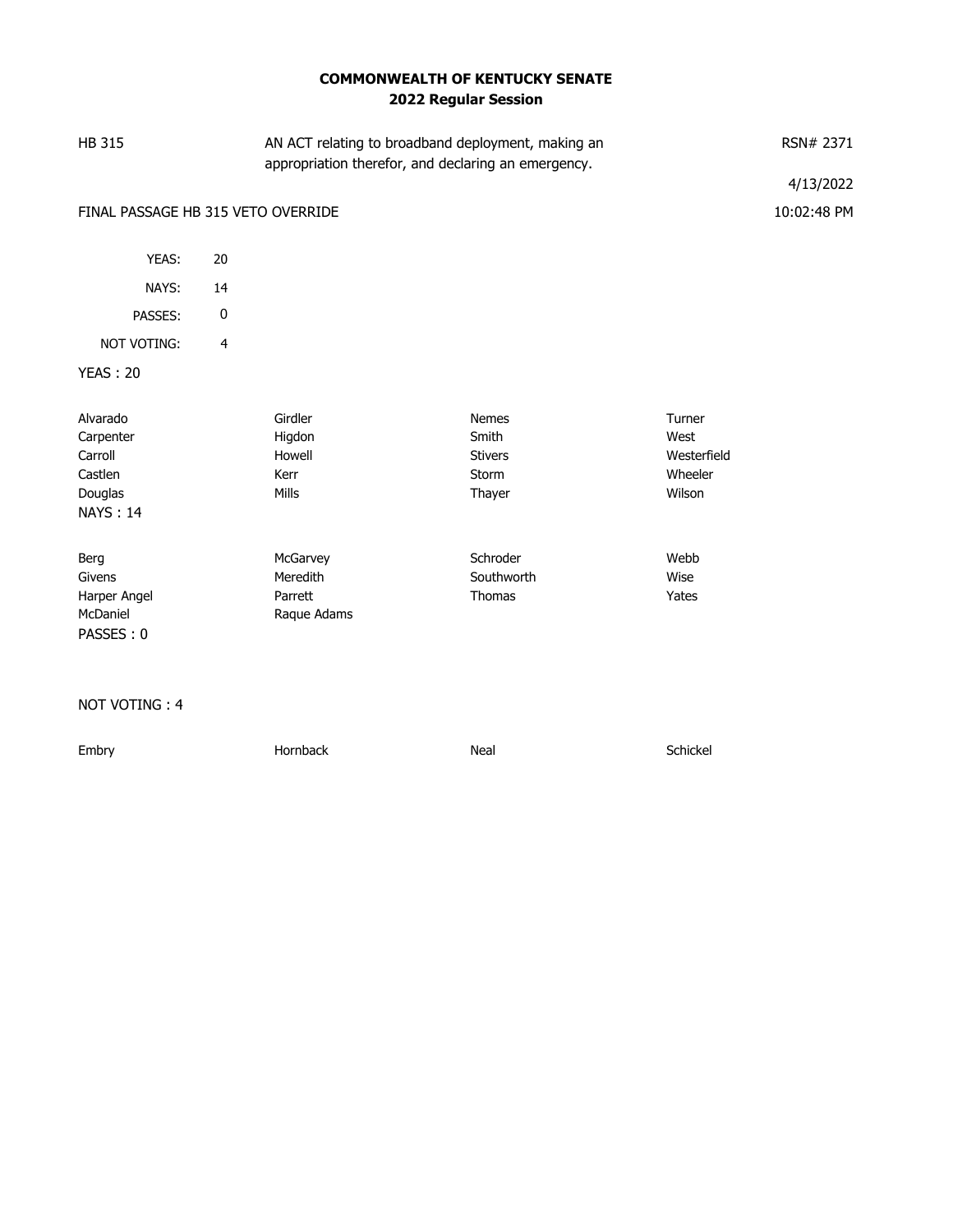**COMMONWEALTH OF KENTUCKY SENATE**
**2022 Regular Session**

| | | |
|---|---|---|
| HB 315 | AN ACT relating to broadband deployment, making an appropriation therefor, and declaring an emergency. | RSN# 2371 |
| | | 4/13/2022 |
| FINAL PASSAGE HB 315 VETO OVERRIDE | | 10:02:48 PM |

| | |
|---|---|
| YEAS: | 20 |
| NAYS: | 14 |
| PASSES: | 0 |
| NOT VOTING: | 4 |

YEAS : 20

| | | | |
|---|---|---|---|
| Alvarado | Girdler | Nemes | Turner |
| Carpenter | Higdon | Smith | West |
| Carroll | Howell | Stivers | Westerfield |
| Castlen | Kerr | Storm | Wheeler |
| Douglas | Mills | Thayer | Wilson |

NAYS : 14

| | | | |
|---|---|---|---|
| Berg | McGarvey | Schroder | Webb |
| Givens | Meredith | Southworth | Wise |
| Harper Angel | Parrett | Thomas | Yates |
| McDaniel | Raque Adams | | |

PASSES : 0

NOT VOTING : 4

| | | | |
|---|---|---|---|
| Embry | Hornback | Neal | Schickel |